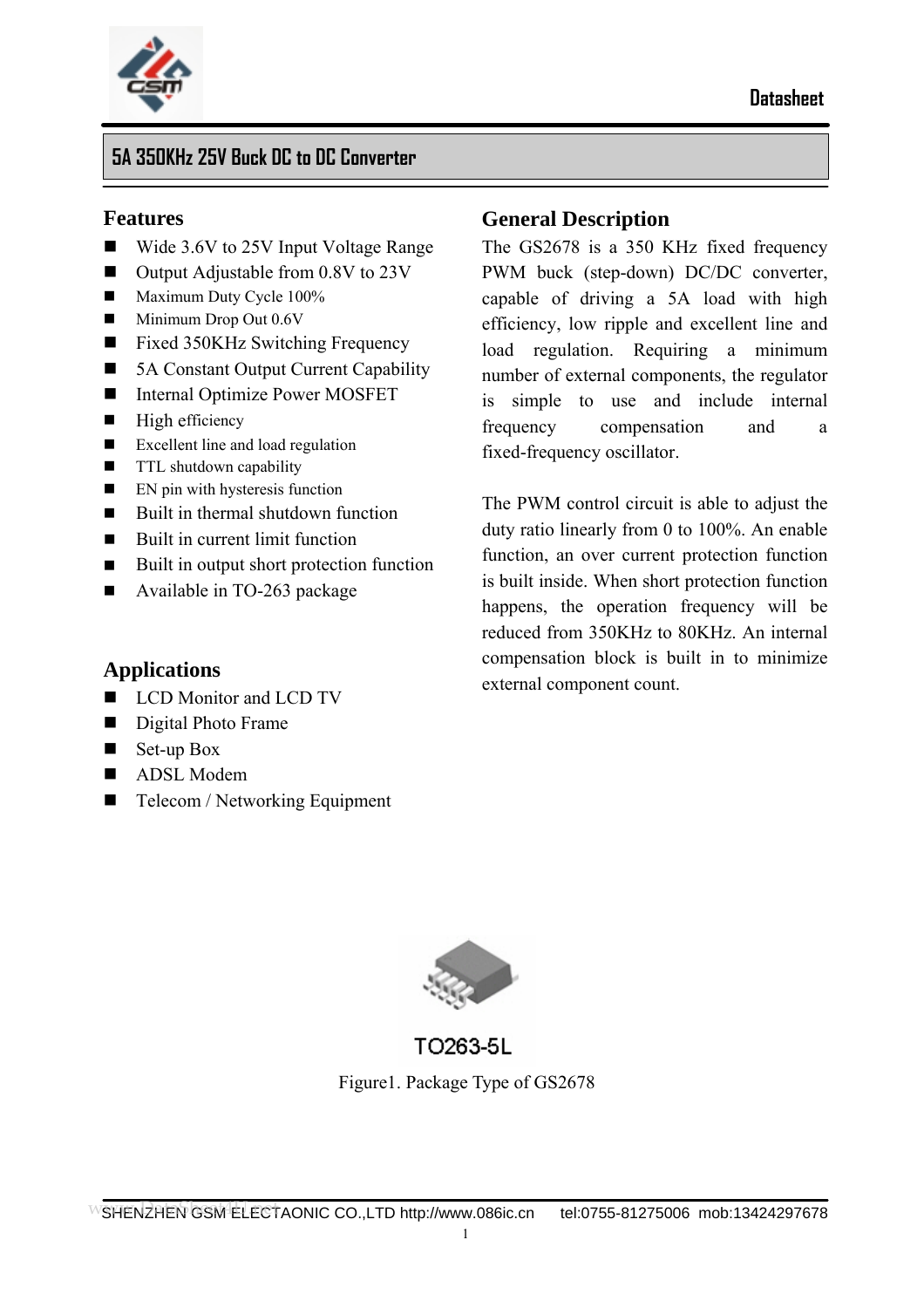Datasheet

# 5A 350KHz 25V Buck DC to DC Converter

## Features

- Wide 3.6V to 25V Input Voltage Range
- Output Adjustable from 0.8V to 23V
- Maximum Duty Cycle 100%
- Minimum Drop Out 0.6V
- Fixed 350KHz Switching Frequency
- 5A Constant Output Current Capability
- Internal Optimize Power MOSFET
- High efficiency
- Excellent line and load regulation
- TTL shutdown capability
- EN pin with hysteresis function
- Built in thermal shutdown function
- Built in current limit function
- Built in output short protection function
- Available in TO-263 package

## Applications

- LCD Monitor and LCD TV
- Digital Photo Frame
- Set-up Box
- ADSL Modem
- Telecom / Networking Equipment

## General Description

The GS2678 is a 350 KHz fixed frequency PWM buck (step-down) DC/DC converter, capable of driving a 5A load with high efficiency, low ripple and excellent line and load regulation. Requiring a minimum number of external components, the regulator is simple to use and include internal frequency compensation and a fixed-frequency oscillator.

The PWM control circuit is able to adjust the duty ratio linearly from 0 to 100%. An enable function, an over current protection function is built inside. When short protection function happens, the operation frequency will be reduced from 350KHz to 80KHz. An internal compensation block is built in to minimize external component count.

TO263-5L

Figure1. Package Type of GS2678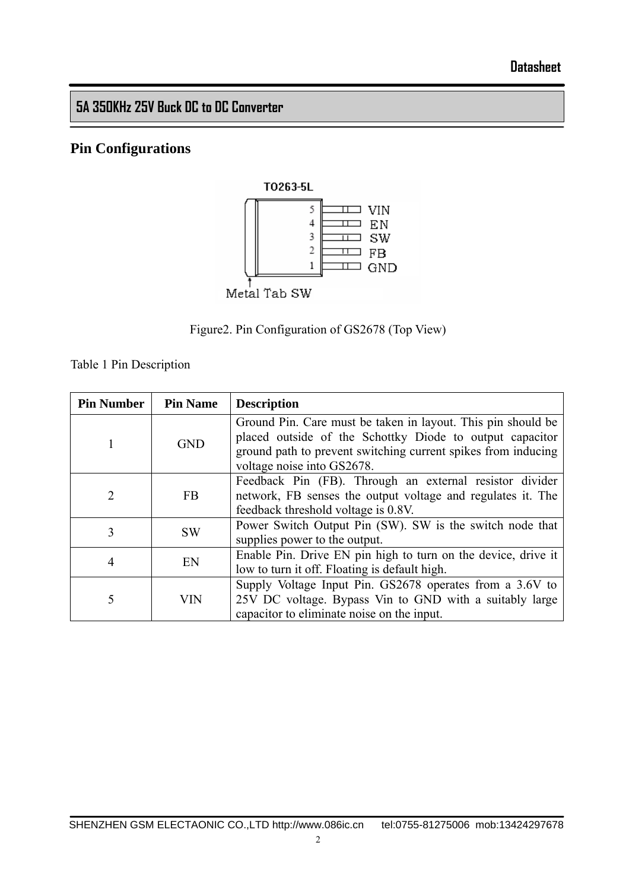## 5A 350KHz 25V Buck DC to DC Converter

## Pin Configurations

TO263-5L

5 VIN
4 EN
3 SW
2 FB
1 GND

Metal Tab SW

Figure2. Pin Configuration of GS2678 (Top View)

Table 1 Pin Description

| Pin Number | Pin Name | Description |
|---|---|---|
| 1 | GND | Ground Pin. Care must be taken in layout. This pin should be placed outside of the Schottky Diode to output capacitor ground path to prevent switching current spikes from inducing voltage noise into GS2678. |
| 2 | FB | Feedback Pin (FB). Through an external resistor divider network, FB senses the output voltage and regulates it. The feedback threshold voltage is 0.8V. |
| 3 | SW | Power Switch Output Pin (SW). SW is the switch node that supplies power to the output. |
| 4 | EN | Enable Pin. Drive EN pin high to turn on the device, drive it low to turn it off. Floating is default high. |
| 5 | VIN | Supply Voltage Input Pin. GS2678 operates from a 3.6V to 25V DC voltage. Bypass Vin to GND with a suitably large capacitor to eliminate noise on the input. |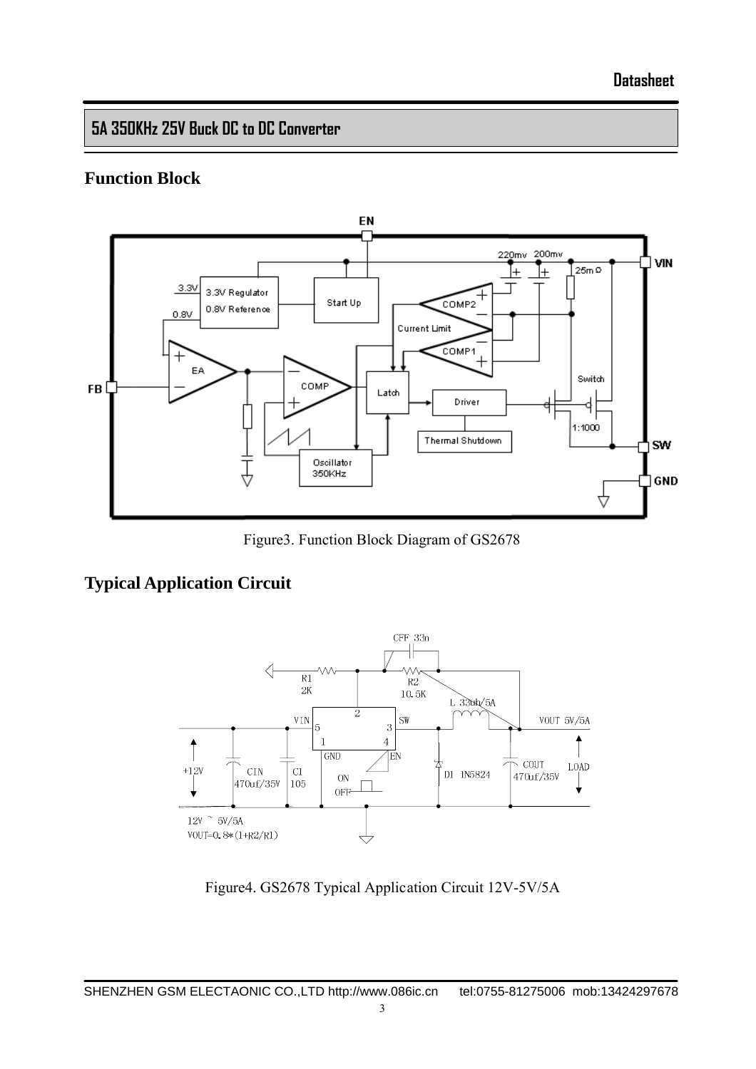## 5A 350KHz 25V Buck DC to DC Converter

## Function Block

EN
VIN
SW
GND
FB
3.3V
3.3V Regulator
0.8V Reference
0.8V
Start Up
220mv
200mv
25mΩ
COMP2
Current Limit
COMP1
EA
COMP
Latch
Driver
Switch
1:1000
Thermal Shutdown
Oscillator
350KHz

Figure3. Function Block Diagram of GS2678

## Typical Application Circuit

CFF 33n
R1
2K
R2
10.5K
L 33uh/5A
VIN
SW
VOUT 5V/5A
GND
EN
+12V
CIN
470uf/35V
C1
105
ON
OFF
D1 1N5824
COUT
470uf/35V
LOAD
12V ~ 5V/5A
VOUT=0.8*(1+R2/R1)

Figure4. GS2678 Typical Application Circuit 12V-5V/5A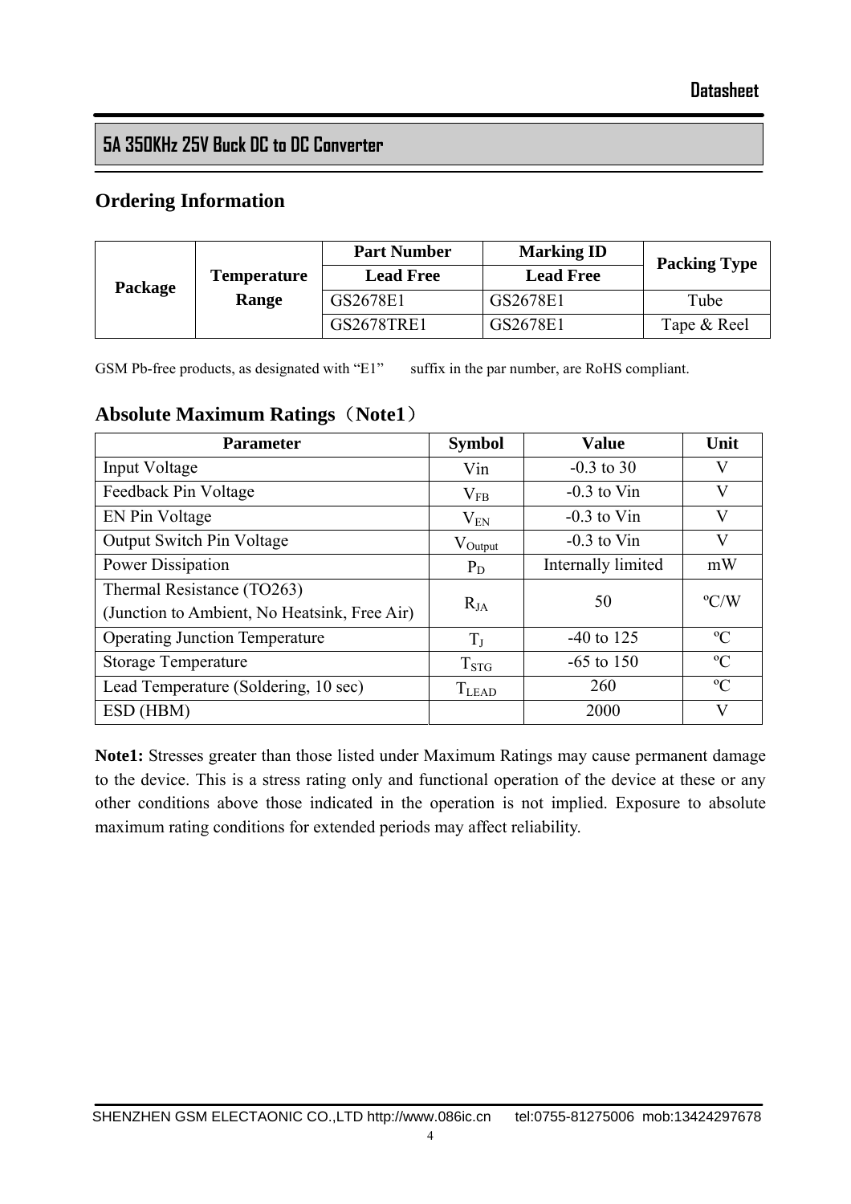## 5A 350KHz 25V Buck DC to DC Converter

## Ordering Information

| Package | Temperature Range | Part Number | Marking ID | Packing Type |
|---|---|---|---|---|
| | | Lead Free | Lead Free | |
| | | GS2678E1 | GS2678E1 | Tube |
| | | GS2678TRE1 | GS2678E1 | Tape & Reel |

GSM Pb-free products, as designated with "E1" suffix in the par number, are RoHS compliant.

## Absolute Maximum Ratings（Note1）

| Parameter | Symbol | Value | Unit |
|---|---|---|---|
| Input Voltage | Vin | -0.3 to 30 | V |
| Feedback Pin Voltage | $V_{FB}$ | -0.3 to Vin | V |
| EN Pin Voltage | $V_{EN}$ | -0.3 to Vin | V |
| Output Switch Pin Voltage | $V_{Output}$ | -0.3 to Vin | V |
| Power Dissipation | $P_D$ | Internally limited | mW |
| Thermal Resistance (TO263)<br>(Junction to Ambient, No Heatsink, Free Air) | $R_{JA}$ | 50 | ºC/W |
| Operating Junction Temperature | $T_J$ | -40 to 125 | ºC |
| Storage Temperature | $T_{STG}$ | -65 to 150 | ºC |
| Lead Temperature (Soldering, 10 sec) | $T_{LEAD}$ | 260 | ºC |
| ESD (HBM) | | 2000 | V |

**Note1:** Stresses greater than those listed under Maximum Ratings may cause permanent damage to the device. This is a stress rating only and functional operation of the device at these or any other conditions above those indicated in the operation is not implied. Exposure to absolute maximum rating conditions for extended periods may affect reliability.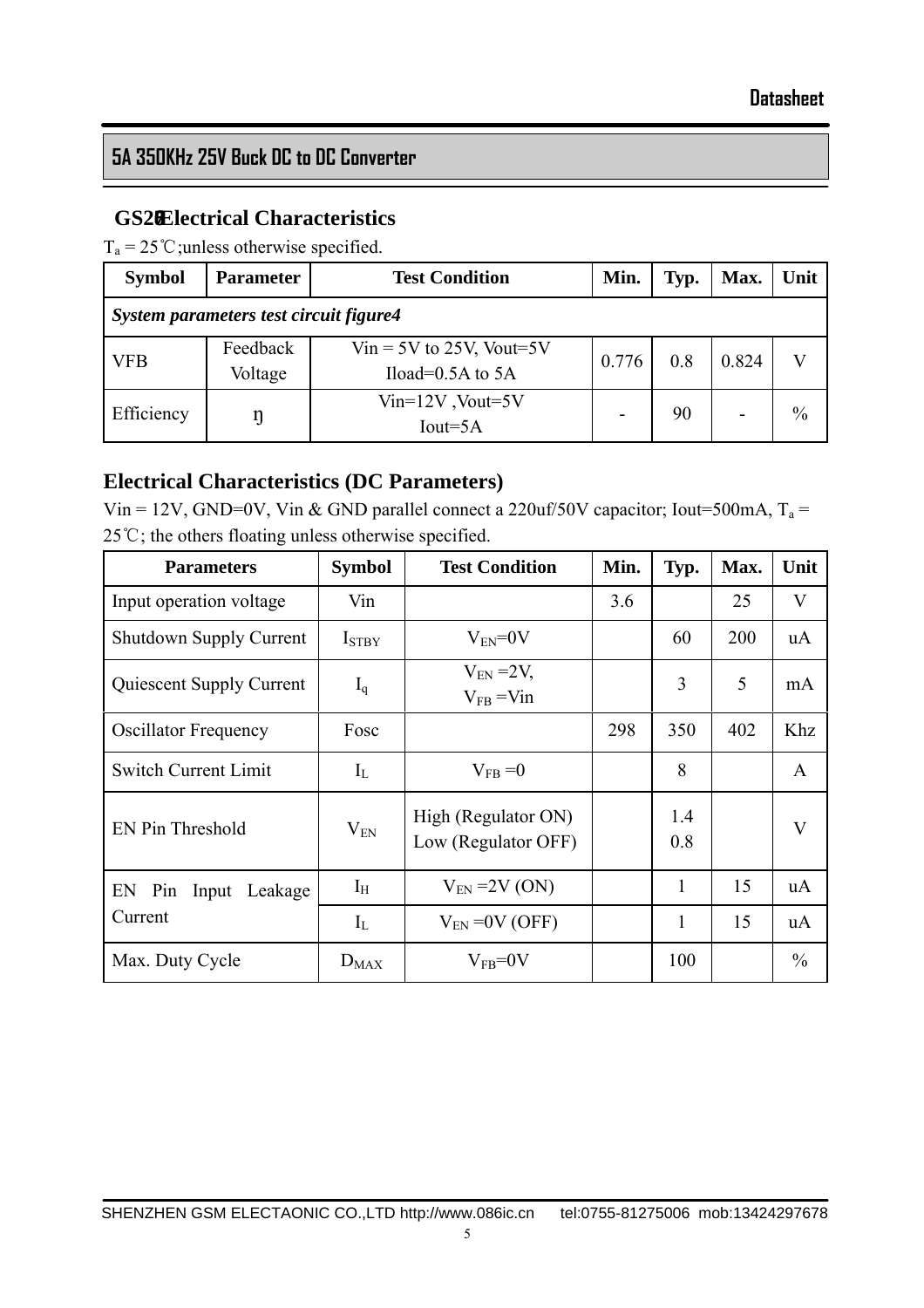## 5A 350KHz 25V Buck DC to DC Converter

### GS28 Electrical Characteristics

$T_a$ = 25℃;unless otherwise specified.

| Symbol | Parameter | Test Condition | Min. | Typ. | Max. | Unit |
|---|---|---|---|---|---|---|
| ***System parameters test circuit figure4*** | | | | | | |
| VFB | Feedback Voltage | Vin = 5V to 25V, Vout=5V Iload=0.5A to 5A | 0.776 | 0.8 | 0.824 | V |
| Efficiency | ŋ | Vin=12V ,Vout=5V Iout=5A | - | 90 | - | % |

### Electrical Characteristics (DC Parameters)

Vin = 12V, GND=0V, Vin & GND parallel connect a 220uf/50V capacitor; Iout=500mA, $T_a$ = 25℃; the others floating unless otherwise specified.

| Parameters | Symbol | Test Condition | Min. | Typ. | Max. | Unit |
|---|---|---|---|---|---|---|
| Input operation voltage | Vin | | 3.6 | | 25 | V |
| Shutdown Supply Current | $I_{STBY}$ | $V_{EN}$=0V | | 60 | 200 | uA |
| Quiescent Supply Current | $I_q$ | $V_{EN}$ =2V, $V_{FB}$ =Vin | | 3 | 5 | mA |
| Oscillator Frequency | Fosc | | 298 | 350 | 402 | Khz |
| Switch Current Limit | $I_L$ | $V_{FB}$ =0 | | 8 | | A |
| EN Pin Threshold | $V_{EN}$ | High (Regulator ON) Low (Regulator OFF) | | 1.4 0.8 | | V |
| EN Pin Input Leakage Current | $I_H$ | $V_{EN}$ =2V (ON) | | 1 | 15 | uA |
| | $I_L$ | $V_{EN}$ =0V (OFF) | | 1 | 15 | uA |
| Max. Duty Cycle | $D_{MAX}$ | $V_{FB}$=0V | | 100 | | % |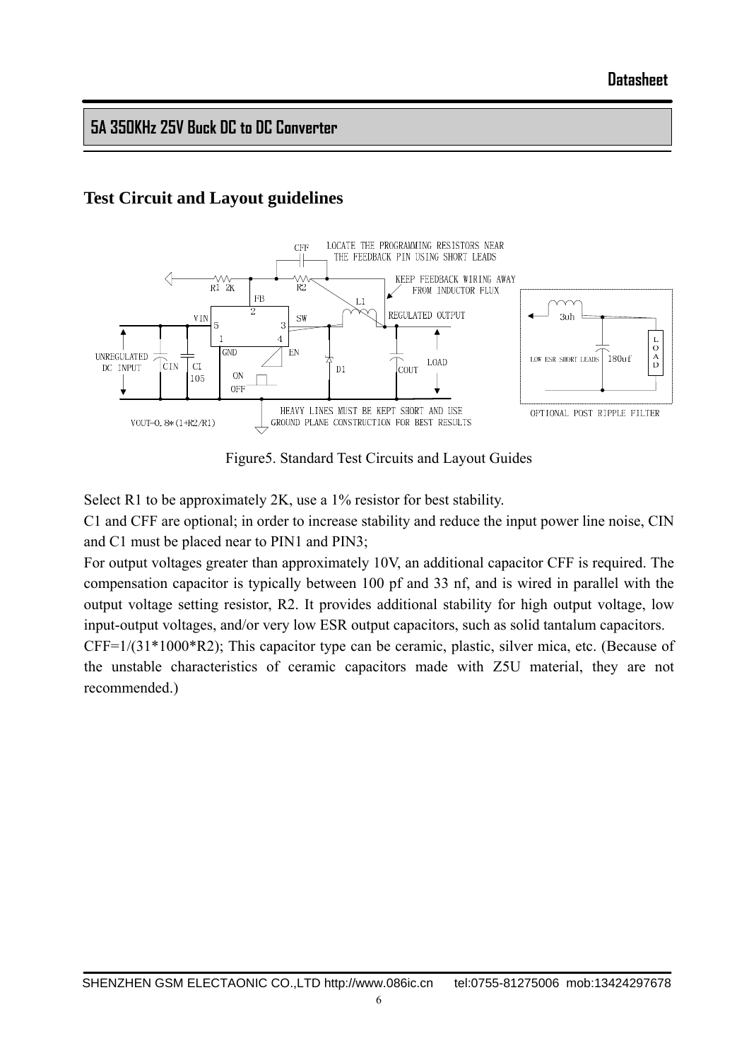## 5A 350KHz 25V Buck DC to DC Converter

### Test Circuit and Layout guidelines

CFF
LOCATE THE PROGRAMMING RESISTORS NEAR THE FEEDBACK PIN USING SHORT LEADS
R1 2K
R2
KEEP FEEDBACK WIRING AWAY FROM INDUCTOR FLUX
FB
L1
2
VIN
SW
REGULATED OUTPUT
5
3
3uh
1
4
GND
EN
UNREGULATED DC INPUT
CIN
C1
105
ON
OFF
D1
COUT
LOAD
LOW ESR SHORT LEADS
180uf
LOAD
HEAVY LINES MUST BE KEPT SHORT AND USE GROUND PLANE CONSTRUCTION FOR BEST RESULTS
VOUT=0.8*(1+R2/R1)
OPTIONAL POST RIPPLE FILTER

Figure5. Standard Test Circuits and Layout Guides

Select R1 to be approximately 2K, use a 1% resistor for best stability.

C1 and CFF are optional; in order to increase stability and reduce the input power line noise, CIN and C1 must be placed near to PIN1 and PIN3;

For output voltages greater than approximately 10V, an additional capacitor CFF is required. The compensation capacitor is typically between 100 pf and 33 nf, and is wired in parallel with the output voltage setting resistor, R2. It provides additional stability for high output voltage, low input-output voltages, and/or very low ESR output capacitors, such as solid tantalum capacitors.

CFF=1/(31*1000*R2); This capacitor type can be ceramic, plastic, silver mica, etc. (Because of the unstable characteristics of ceramic capacitors made with Z5U material, they are not recommended.)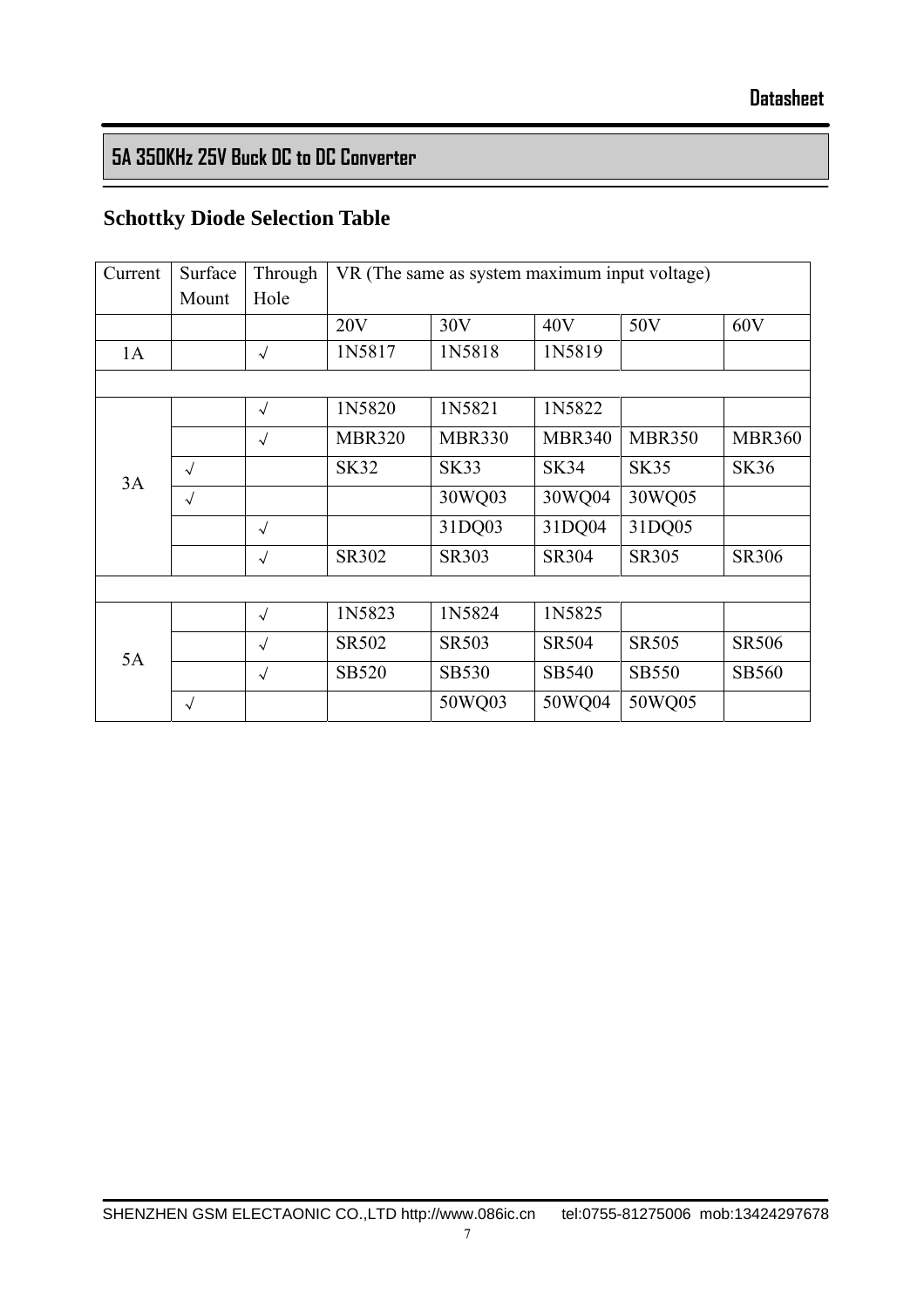## Schottky Diode Selection Table

| Current | Surface Mount | Through Hole | VR (The same as system maximum input voltage) | | | | |
|---|---|---|---|---|---|---|---|
| | | | 20V | 30V | 40V | 50V | 60V |
| 1A | | √ | 1N5817 | 1N5818 | 1N5819 | | |
| | | | | | | | |
| 3A | | √ | 1N5820 | 1N5821 | 1N5822 | | |
| | | √ | MBR320 | MBR330 | MBR340 | MBR350 | MBR360 |
| | √ | | SK32 | SK33 | SK34 | SK35 | SK36 |
| | √ | | | 30WQ03 | 30WQ04 | 30WQ05 | |
| | | √ | | 31DQ03 | 31DQ04 | 31DQ05 | |
| | | √ | SR302 | SR303 | SR304 | SR305 | SR306 |
| | | | | | | | |
| 5A | | √ | 1N5823 | 1N5824 | 1N5825 | | |
| | | √ | SR502 | SR503 | SR504 | SR505 | SR506 |
| | | √ | SB520 | SB530 | SB540 | SB550 | SB560 |
| | √ | | | 50WQ03 | 50WQ04 | 50WQ05 | |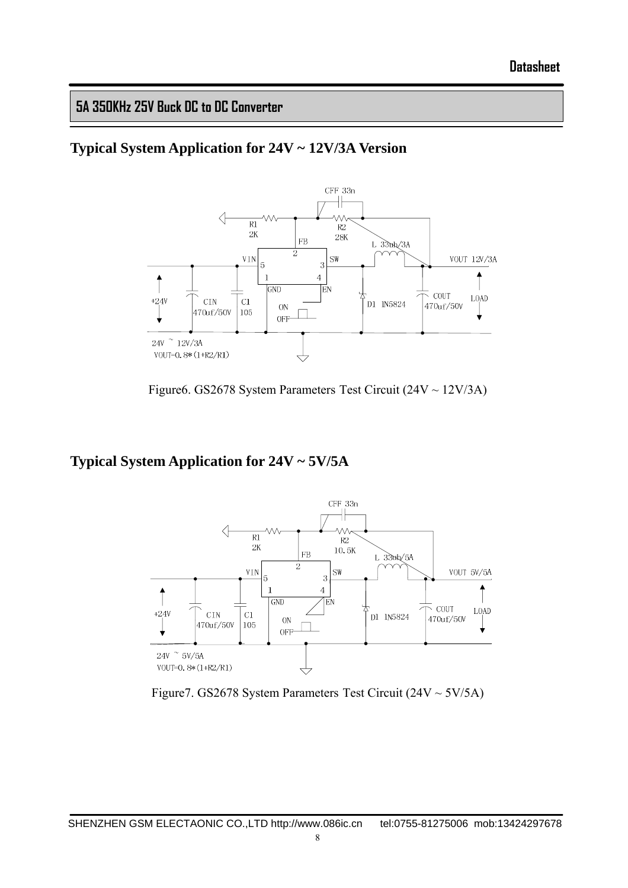## 5A 350KHz 25V Buck DC to DC Converter

## Typical System Application for 24V ~ 12V/3A Version

CFF 33n
R1
2K
R2
28K
FB
2
L 33uh/3A
VIN
5
3
SW
VOUT 12V/3A
1
4
GND
EN
+24V
CIN
470uf/50V
C1
105
ON
OFF
D1 1N5824
COUT
470uf/50V
LOAD
24V ~ 12V/3A
VOUT=0.8*(1+R2/R1)

Figure6. GS2678 System Parameters Test Circuit (24V ~ 12V/3A)

## Typical System Application for 24V ~ 5V/5A

CFF 33n
R1
2K
R2
10.5K
FB
2
L 33uh/5A
VIN
5
3
SW
VOUT 5V/5A
1
4
GND
EN
+24V
CIN
470uf/50V
C1
105
ON
OFF
D1 1N5824
COUT
470uf/50V
LOAD
24V ~ 5V/5A
VOUT=0.8*(1+R2/R1)

Figure7. GS2678 System Parameters Test Circuit (24V ~ 5V/5A)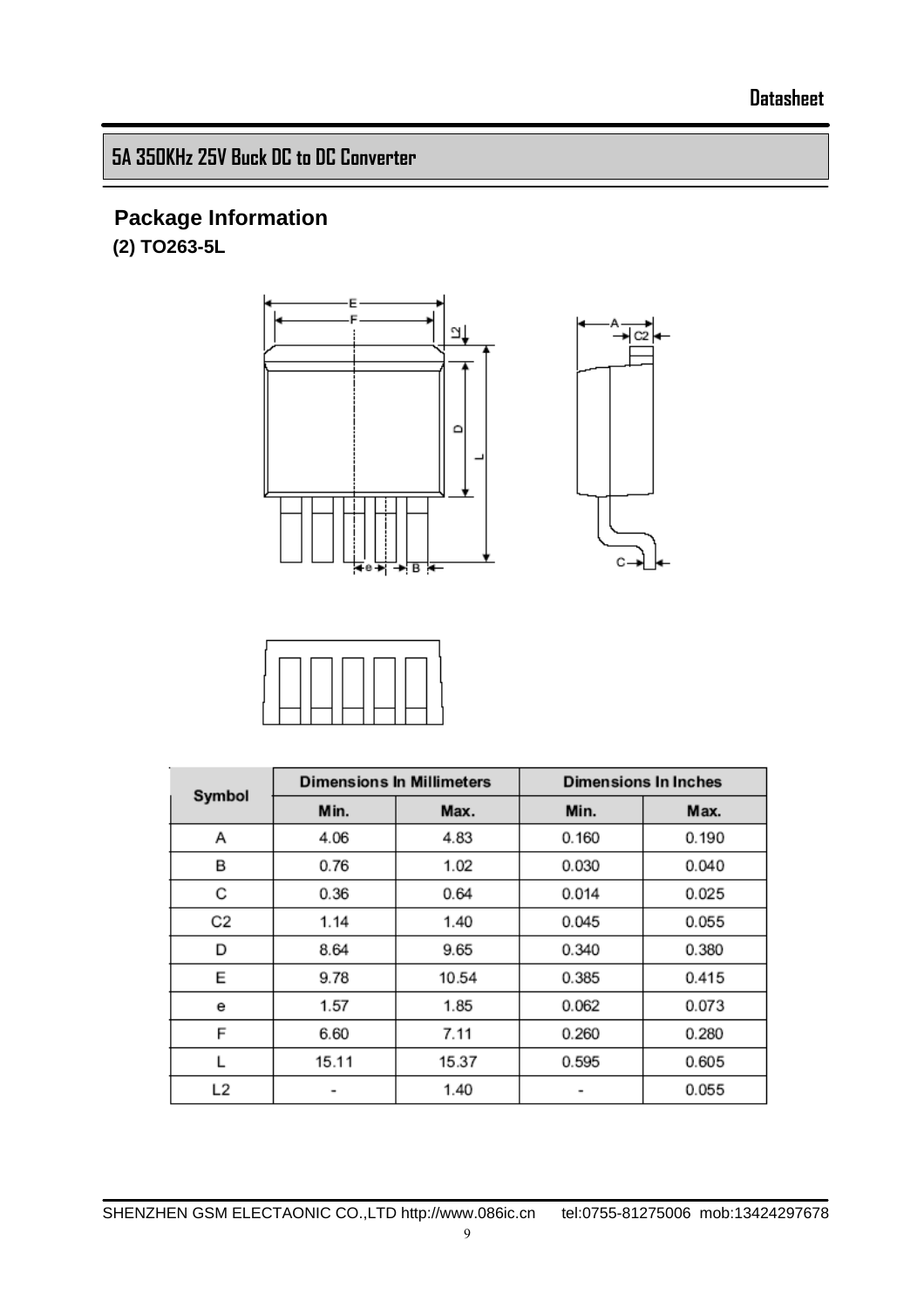## 5A 350KHz 25V Buck DC to DC Converter

## Package Information

### (2) TO263-5L

E
F
L2
D
L
e
B
A
C2
C

| Symbol | Dimensions In Millimeters | | Dimensions In Inches | |
|---|---|---|---|---|
| | Min. | Max. | Min. | Max. |
| A | 4.06 | 4.83 | 0.160 | 0.190 |
| B | 0.76 | 1.02 | 0.030 | 0.040 |
| C | 0.36 | 0.64 | 0.014 | 0.025 |
| C2 | 1.14 | 1.40 | 0.045 | 0.055 |
| D | 8.64 | 9.65 | 0.340 | 0.380 |
| E | 9.78 | 10.54 | 0.385 | 0.415 |
| e | 1.57 | 1.85 | 0.062 | 0.073 |
| F | 6.60 | 7.11 | 0.260 | 0.280 |
| L | 15.11 | 15.37 | 0.595 | 0.605 |
| L2 | - | 1.40 | - | 0.055 |